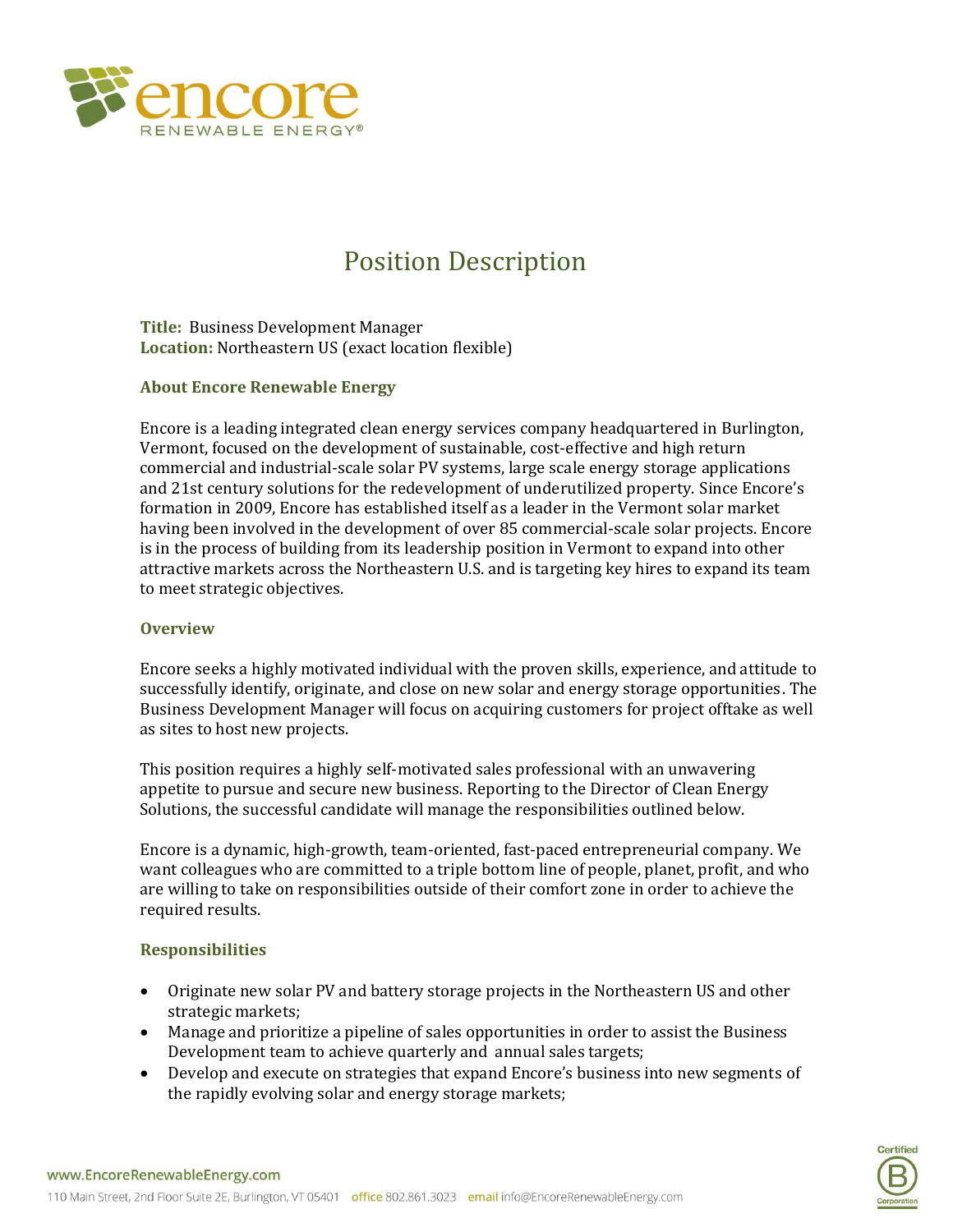# Position Description

**Title:** Business Development Manager
**Location:** Northeastern US (exact location flexible)

## About Encore Renewable Energy

Encore is a leading integrated clean energy services company headquartered in Burlington, Vermont, focused on the development of sustainable, cost-effective and high return commercial and industrial-scale solar PV systems, large scale energy storage applications and 21st century solutions for the redevelopment of underutilized property. Since Encore's formation in 2009, Encore has established itself as a leader in the Vermont solar market having been involved in the development of over 85 commercial-scale solar projects. Encore is in the process of building from its leadership position in Vermont to expand into other attractive markets across the Northeastern U.S. and is targeting key hires to expand its team to meet strategic objectives.

## Overview

Encore seeks a highly motivated individual with the proven skills, experience, and attitude to successfully identify, originate, and close on new solar and energy storage opportunities. The Business Development Manager will focus on acquiring customers for project offtake as well as sites to host new projects.

This position requires a highly self-motivated sales professional with an unwavering appetite to pursue and secure new business. Reporting to the Director of Clean Energy Solutions, the successful candidate will manage the responsibilities outlined below.

Encore is a dynamic, high-growth, team-oriented, fast-paced entrepreneurial company. We want colleagues who are committed to a triple bottom line of people, planet, profit, and who are willing to take on responsibilities outside of their comfort zone in order to achieve the required results.

## Responsibilities

- Originate new solar PV and battery storage projects in the Northeastern US and other strategic markets;
- Manage and prioritize a pipeline of sales opportunities in order to assist the Business Development team to achieve quarterly and annual sales targets;
- Develop and execute on strategies that expand Encore's business into new segments of the rapidly evolving solar and energy storage markets;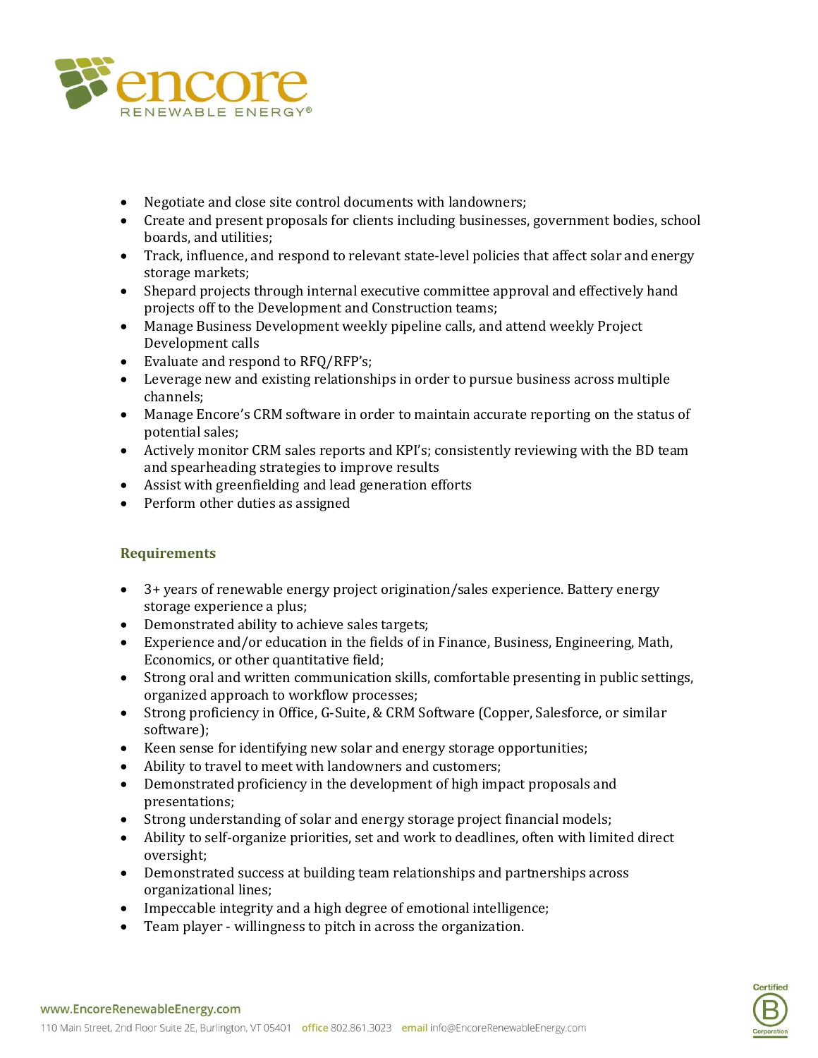- Negotiate and close site control documents with landowners;
- Create and present proposals for clients including businesses, government bodies, school boards, and utilities;
- Track, influence, and respond to relevant state-level policies that affect solar and energy storage markets;
- Shepard projects through internal executive committee approval and effectively hand projects off to the Development and Construction teams;
- Manage Business Development weekly pipeline calls, and attend weekly Project Development calls
- Evaluate and respond to RFQ/RFP's;
- Leverage new and existing relationships in order to pursue business across multiple channels;
- Manage Encore's CRM software in order to maintain accurate reporting on the status of potential sales;
- Actively monitor CRM sales reports and KPI's; consistently reviewing with the BD team and spearheading strategies to improve results
- Assist with greenfielding and lead generation efforts
- Perform other duties as assigned

### Requirements

- 3+ years of renewable energy project origination/sales experience. Battery energy storage experience a plus;
- Demonstrated ability to achieve sales targets;
- Experience and/or education in the fields of in Finance, Business, Engineering, Math, Economics, or other quantitative field;
- Strong oral and written communication skills, comfortable presenting in public settings, organized approach to workflow processes;
- Strong proficiency in Office, G-Suite, & CRM Software (Copper, Salesforce, or similar software);
- Keen sense for identifying new solar and energy storage opportunities;
- Ability to travel to meet with landowners and customers;
- Demonstrated proficiency in the development of high impact proposals and presentations;
- Strong understanding of solar and energy storage project financial models;
- Ability to self-organize priorities, set and work to deadlines, often with limited direct oversight;
- Demonstrated success at building team relationships and partnerships across organizational lines;
- Impeccable integrity and a high degree of emotional intelligence;
- Team player - willingness to pitch in across the organization.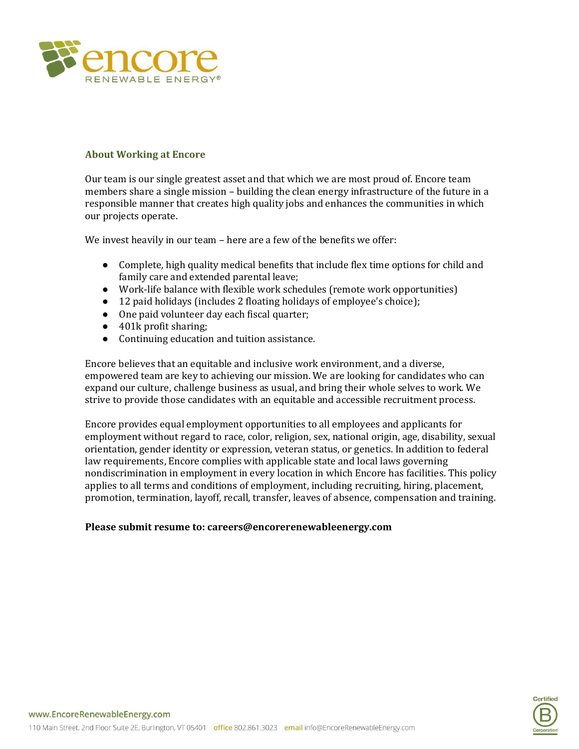## About Working at Encore

Our team is our single greatest asset and that which we are most proud of. Encore team members share a single mission – building the clean energy infrastructure of the future in a responsible manner that creates high quality jobs and enhances the communities in which our projects operate.

We invest heavily in our team – here are a few of the benefits we offer:

- Complete, high quality medical benefits that include flex time options for child and family care and extended parental leave;
- Work-life balance with flexible work schedules (remote work opportunities)
- 12 paid holidays (includes 2 floating holidays of employee's choice);
- One paid volunteer day each fiscal quarter;
- 401k profit sharing;
- Continuing education and tuition assistance.

Encore believes that an equitable and inclusive work environment, and a diverse, empowered team are key to achieving our mission. We are looking for candidates who can expand our culture, challenge business as usual, and bring their whole selves to work. We strive to provide those candidates with an equitable and accessible recruitment process.

Encore provides equal employment opportunities to all employees and applicants for employment without regard to race, color, religion, sex, national origin, age, disability, sexual orientation, gender identity or expression, veteran status, or genetics. In addition to federal law requirements, Encore complies with applicable state and local laws governing nondiscrimination in employment in every location in which Encore has facilities. This policy applies to all terms and conditions of employment, including recruiting, hiring, placement, promotion, termination, layoff, recall, transfer, leaves of absence, compensation and training.

**Please submit resume to: careers@encorerenewableenergy.com**